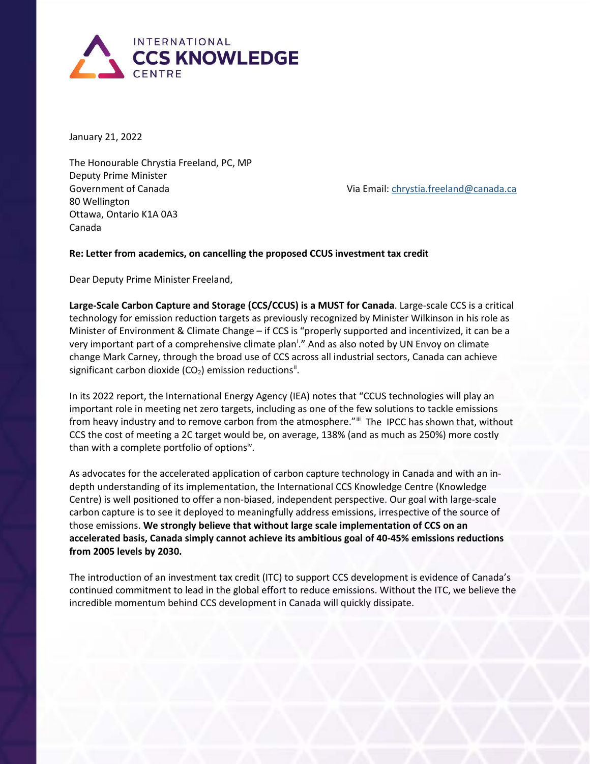INTERNATIONAL
**CCS KNOWLEDGE**
CENTRE

January 21, 2022

The Honourable Chrystia Freeland, PC, MP
Deputy Prime Minister
Government of Canada
80 Wellington
Ottawa, Ontario K1A 0A3
Canada

Via Email: chrystia.freeland@canada.ca

**Re: Letter from academics, on cancelling the proposed CCUS investment tax credit**

Dear Deputy Prime Minister Freeland,

**Large-Scale Carbon Capture and Storage (CCS/CCUS) is a MUST for Canada**. Large-scale CCS is a critical technology for emission reduction targets as previously recognized by Minister Wilkinson in his role as Minister of Environment & Climate Change – if CCS is "properly supported and incentivized, it can be a very important part of a comprehensive climate plan[i]." And as also noted by UN Envoy on climate change Mark Carney, through the broad use of CCS across all industrial sectors, Canada can achieve significant carbon dioxide ($CO_2$) emission reductions[ii].

In its 2022 report, the International Energy Agency (IEA) notes that "CCUS technologies will play an important role in meeting net zero targets, including as one of the few solutions to tackle emissions from heavy industry and to remove carbon from the atmosphere."[iii] The IPCC has shown that, without CCS the cost of meeting a 2C target would be, on average, 138% (and as much as 250%) more costly than with a complete portfolio of options[iv].

As advocates for the accelerated application of carbon capture technology in Canada and with an in-depth understanding of its implementation, the International CCS Knowledge Centre (Knowledge Centre) is well positioned to offer a non-biased, independent perspective. Our goal with large-scale carbon capture is to see it deployed to meaningfully address emissions, irrespective of the source of those emissions. **We strongly believe that without large scale implementation of CCS on an accelerated basis, Canada simply cannot achieve its ambitious goal of 40-45% emissions reductions from 2005 levels by 2030.**

The introduction of an investment tax credit (ITC) to support CCS development is evidence of Canada's continued commitment to lead in the global effort to reduce emissions. Without the ITC, we believe the incredible momentum behind CCS development in Canada will quickly dissipate.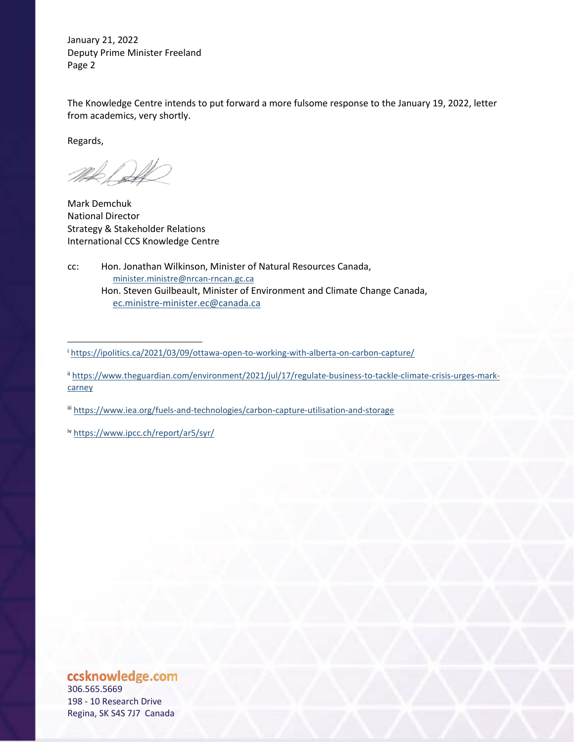The Knowledge Centre intends to put forward a more fulsome response to the January 19, 2022, letter from academics, very shortly.

Regards,

Mark Demchuk
National Director
Strategy & Stakeholder Relations
International CCS Knowledge Centre

cc: Hon. Jonathan Wilkinson, Minister of Natural Resources Canada, minister.ministre@nrcan-rncan.gc.ca
Hon. Steven Guilbeault, Minister of Environment and Climate Change Canada, ec.ministre-minister.ec@canada.ca

---

[i] https://ipolitics.ca/2021/03/09/ottawa-open-to-working-with-alberta-on-carbon-capture/

[ii] https://www.theguardian.com/environment/2021/jul/17/regulate-business-to-tackle-climate-crisis-urges-mark-carney

[iii] https://www.iea.org/fuels-and-technologies/carbon-capture-utilisation-and-storage

[iv] https://www.ipcc.ch/report/ar5/syr/

ccsknowledge.com
306.565.5669
198 - 10 Research Drive
Regina, SK S4S 7J7 Canada